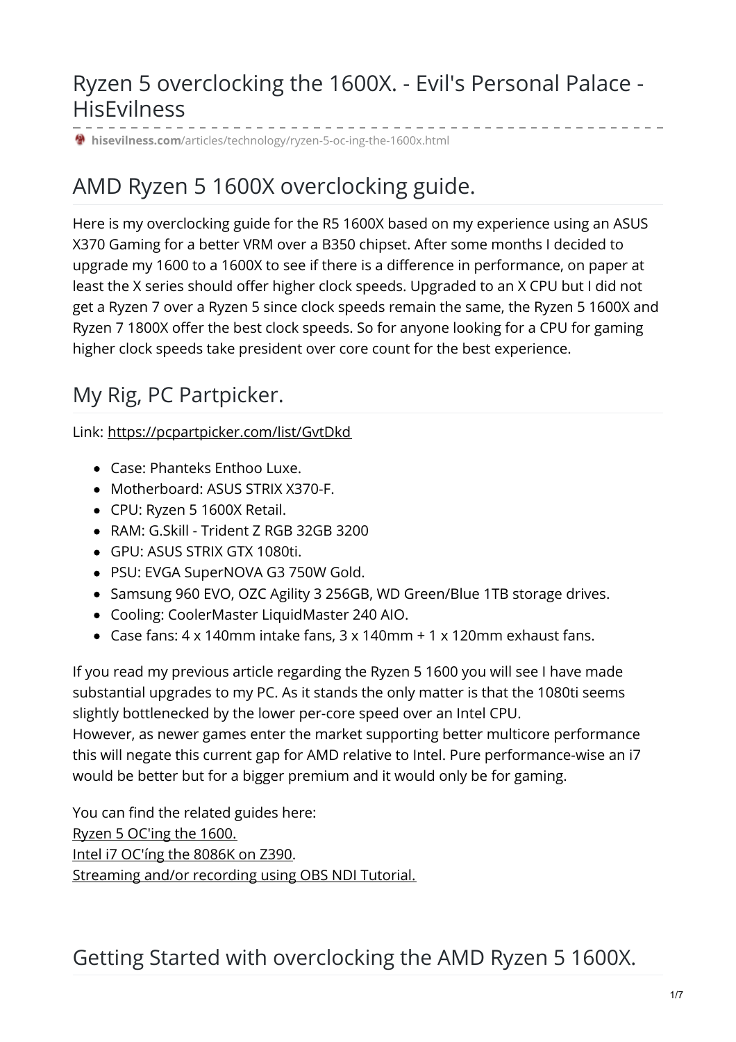# Ryzen 5 overclocking the 1600X. - Evil's Personal Palace - HisEvilness

**hisevilness.com**/articles/technology/ryzen-5-oc-ing-the-1600x.html

## AMD Ryzen 5 1600X overclocking guide.

Here is my overclocking guide for the R5 1600X based on my experience using an ASUS X370 Gaming for a better VRM over a B350 chipset. After some months I decided to upgrade my 1600 to a 1600X to see if there is a difference in performance, on paper at least the X series should offer higher clock speeds. Upgraded to an X CPU but I did not get a Ryzen 7 over a Ryzen 5 since clock speeds remain the same, the Ryzen 5 1600X and Ryzen 7 1800X offer the best clock speeds. So for anyone looking for a CPU for gaming higher clock speeds take president over core count for the best experience.

## My Rig, PC Partpicker.

Link: https://pcpartpicker.com/list/GvtDkd

- Case: Phanteks Enthoo Luxe.
- Motherboard: ASUS STRIX X370-F.
- CPU: Ryzen 5 1600X Retail.
- RAM: G.Skill - Trident Z RGB 32GB 3200
- GPU: ASUS STRIX GTX 1080ti.
- PSU: EVGA SuperNOVA G3 750W Gold.
- Samsung 960 EVO, OZC Agility 3 256GB, WD Green/Blue 1TB storage drives.
- Cooling: CoolerMaster LiquidMaster 240 AIO.
- Case fans: 4 x 140mm intake fans, 3 x 140mm + 1 x 120mm exhaust fans.

If you read my previous article regarding the Ryzen 5 1600 you will see I have made substantial upgrades to my PC. As it stands the only matter is that the 1080ti seems slightly bottlenecked by the lower per-core speed over an Intel CPU.
However, as newer games enter the market supporting better multicore performance this will negate this current gap for AMD relative to Intel. Pure performance-wise an i7 would be better but for a bigger premium and it would only be for gaming.

You can find the related guides here:
Ryzen 5 OC'ing the 1600.
Intel i7 OC'íng the 8086K on Z390.
Streaming and/or recording using OBS NDI Tutorial.

## Getting Started with overclocking the AMD Ryzen 5 1600X.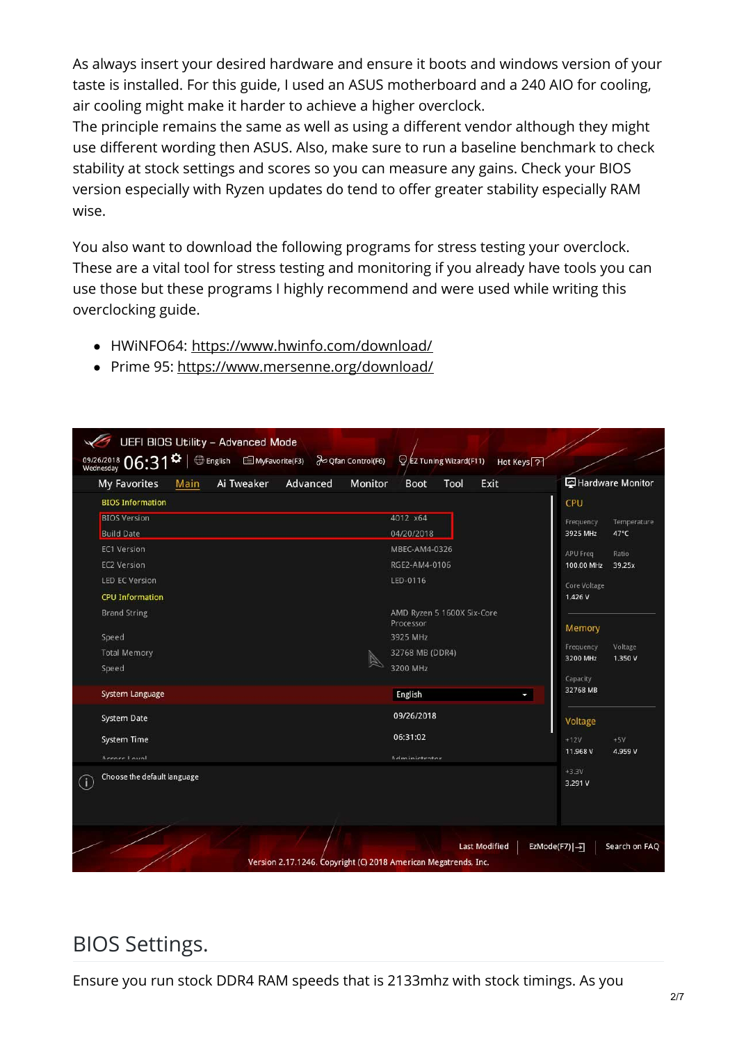As always insert your desired hardware and ensure it boots and windows version of your taste is installed. For this guide, I used an ASUS motherboard and a 240 AIO for cooling, air cooling might make it harder to achieve a higher overclock.
The principle remains the same as well as using a different vendor although they might use different wording then ASUS. Also, make sure to run a baseline benchmark to check stability at stock settings and scores so you can measure any gains. Check your BIOS version especially with Ryzen updates do tend to offer greater stability especially RAM wise.

You also want to download the following programs for stress testing your overclock. These are a vital tool for stress testing and monitoring if you already have tools you can use those but these programs I highly recommend and were used while writing this overclocking guide.

- HWiNFO64: https://www.hwinfo.com/download/
- Prime 95: https://www.mersenne.org/download/

## BIOS Settings.

Ensure you run stock DDR4 RAM speeds that is 2133mhz with stock timings. As you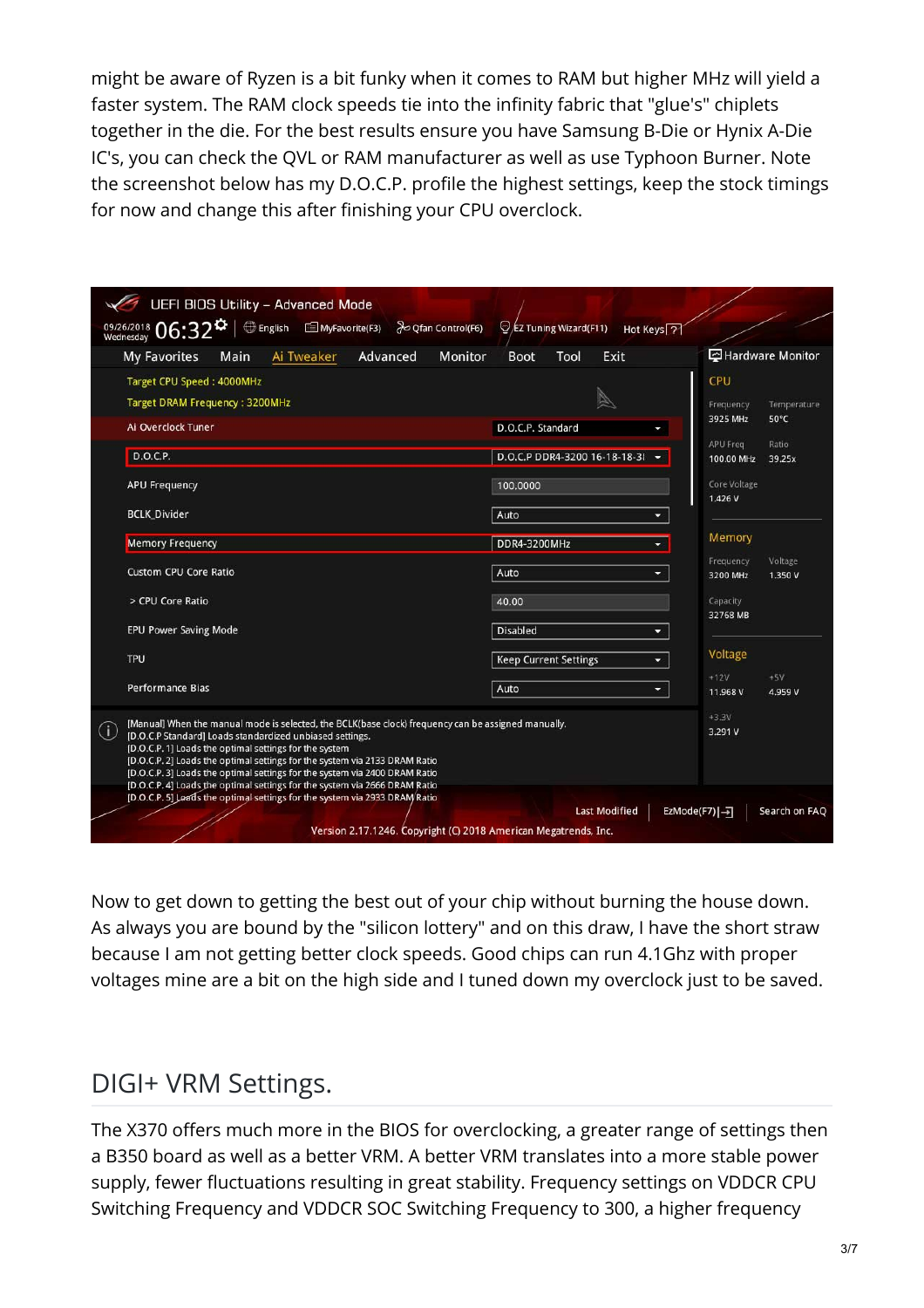might be aware of Ryzen is a bit funky when it comes to RAM but higher MHz will yield a faster system. The RAM clock speeds tie into the infinity fabric that "glue's" chiplets together in the die. For the best results ensure you have Samsung B-Die or Hynix A-Die IC's, you can check the QVL or RAM manufacturer as well as use Typhoon Burner. Note the screenshot below has my D.O.C.P. profile the highest settings, keep the stock timings for now and change this after finishing your CPU overclock.

Now to get down to getting the best out of your chip without burning the house down. As always you are bound by the "silicon lottery" and on this draw, I have the short straw because I am not getting better clock speeds. Good chips can run 4.1Ghz with proper voltages mine are a bit on the high side and I tuned down my overclock just to be saved.

## DIGI+ VRM Settings.

The X370 offers much more in the BIOS for overclocking, a greater range of settings then a B350 board as well as a better VRM. A better VRM translates into a more stable power supply, fewer fluctuations resulting in great stability. Frequency settings on VDDCR CPU Switching Frequency and VDDCR SOC Switching Frequency to 300, a higher frequency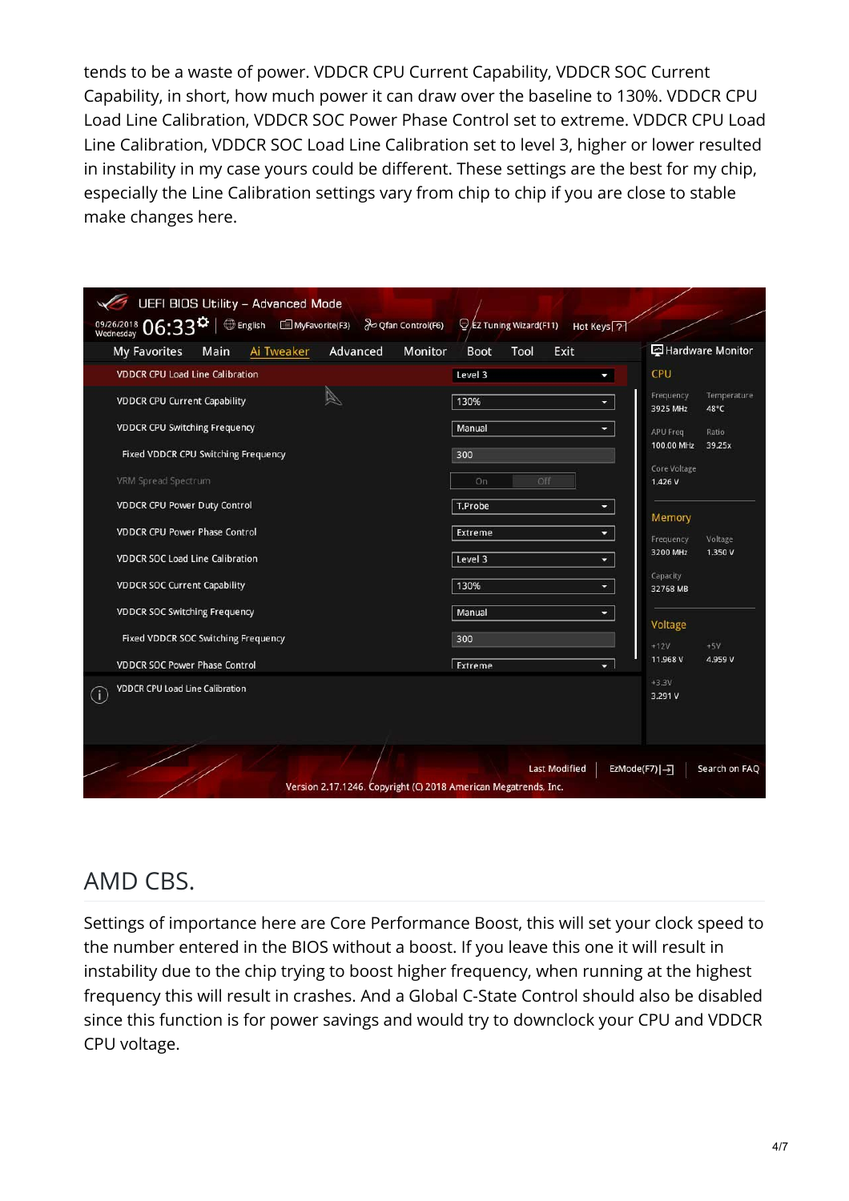tends to be a waste of power. VDDCR CPU Current Capability, VDDCR SOC Current Capability, in short, how much power it can draw over the baseline to 130%. VDDCR CPU Load Line Calibration, VDDCR SOC Power Phase Control set to extreme. VDDCR CPU Load Line Calibration, VDDCR SOC Load Line Calibration set to level 3, higher or lower resulted in instability in my case yours could be different. These settings are the best for my chip, especially the Line Calibration settings vary from chip to chip if you are close to stable make changes here.

## AMD CBS.

Settings of importance here are Core Performance Boost, this will set your clock speed to the number entered in the BIOS without a boost. If you leave this one it will result in instability due to the chip trying to boost higher frequency, when running at the highest frequency this will result in crashes. And a Global C-State Control should also be disabled since this function is for power savings and would try to downclock your CPU and VDDCR CPU voltage.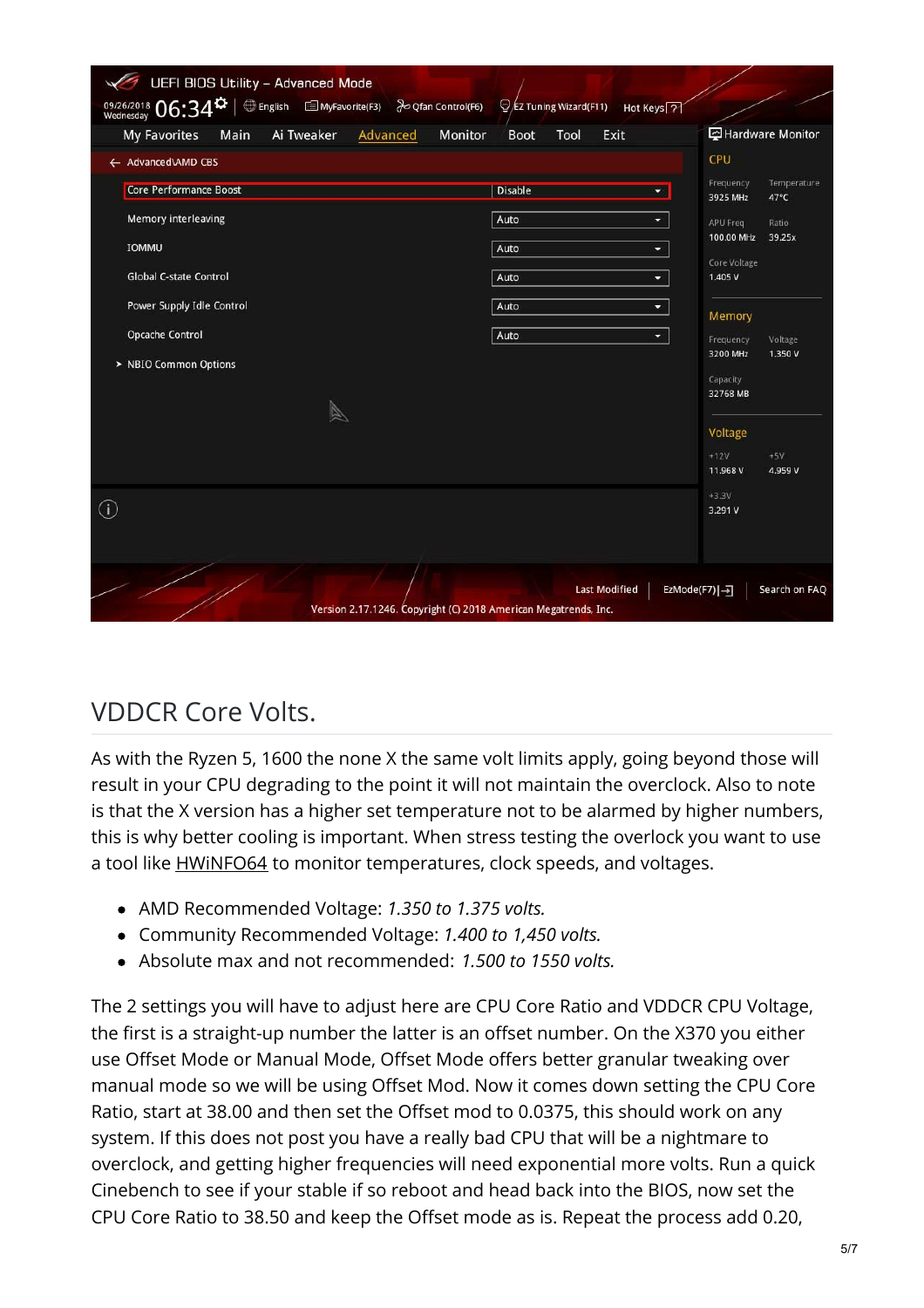## VDDCR Core Volts.

As with the Ryzen 5, 1600 the none X the same volt limits apply, going beyond those will result in your CPU degrading to the point it will not maintain the overclock. Also to note is that the X version has a higher set temperature not to be alarmed by higher numbers, this is why better cooling is important. When stress testing the overlock you want to use a tool like HWiNFO64 to monitor temperatures, clock speeds, and voltages.

- AMD Recommended Voltage: *1.350 to 1.375 volts.*
- Community Recommended Voltage: *1.400 to 1,450 volts.*
- Absolute max and not recommended: *1.500 to 1550 volts.*

The 2 settings you will have to adjust here are CPU Core Ratio and VDDCR CPU Voltage, the first is a straight-up number the latter is an offset number. On the X370 you either use Offset Mode or Manual Mode, Offset Mode offers better granular tweaking over manual mode so we will be using Offset Mod. Now it comes down setting the CPU Core Ratio, start at 38.00 and then set the Offset mod to 0.0375, this should work on any system. If this does not post you have a really bad CPU that will be a nightmare to overclock, and getting higher frequencies will need exponential more volts. Run a quick Cinebench to see if your stable if so reboot and head back into the BIOS, now set the CPU Core Ratio to 38.50 and keep the Offset mode as is. Repeat the process add 0.20,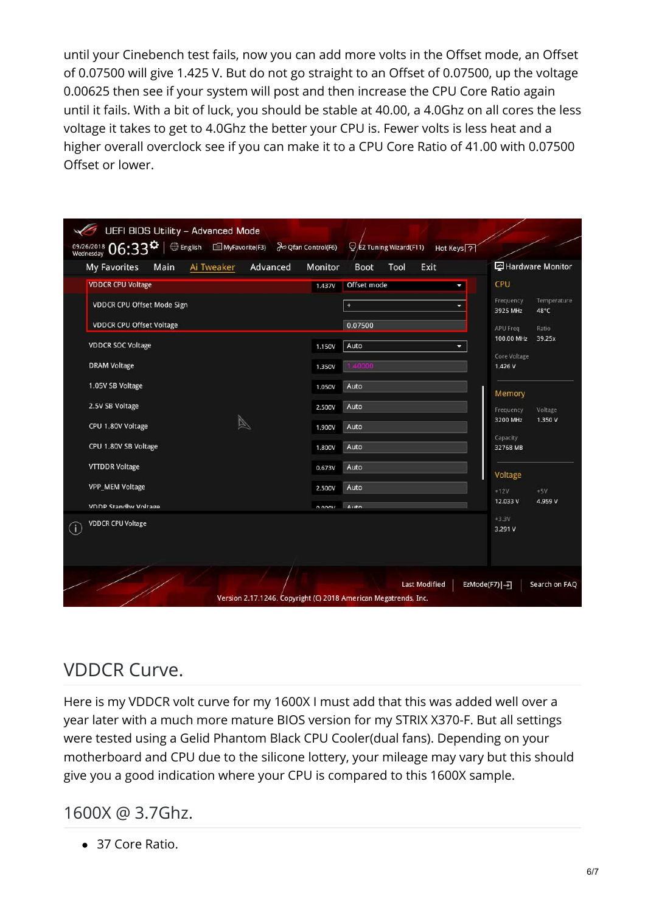until your Cinebench test fails, now you can add more volts in the Offset mode, an Offset of 0.07500 will give 1.425 V. But do not go straight to an Offset of 0.07500, up the voltage 0.00625 then see if your system will post and then increase the CPU Core Ratio again until it fails. With a bit of luck, you should be stable at 40.00, a 4.0Ghz on all cores the less voltage it takes to get to 4.0Ghz the better your CPU is. Fewer volts is less heat and a higher overall overclock see if you can make it to a CPU Core Ratio of 41.00 with 0.07500 Offset or lower.

## VDDCR Curve.

Here is my VDDCR volt curve for my 1600X I must add that this was added well over a year later with a much more mature BIOS version for my STRIX X370-F. But all settings were tested using a Gelid Phantom Black CPU Cooler(dual fans). Depending on your motherboard and CPU due to the silicone lottery, your mileage may vary but this should give you a good indication where your CPU is compared to this 1600X sample.

### 1600X @ 3.7Ghz.

- 37 Core Ratio.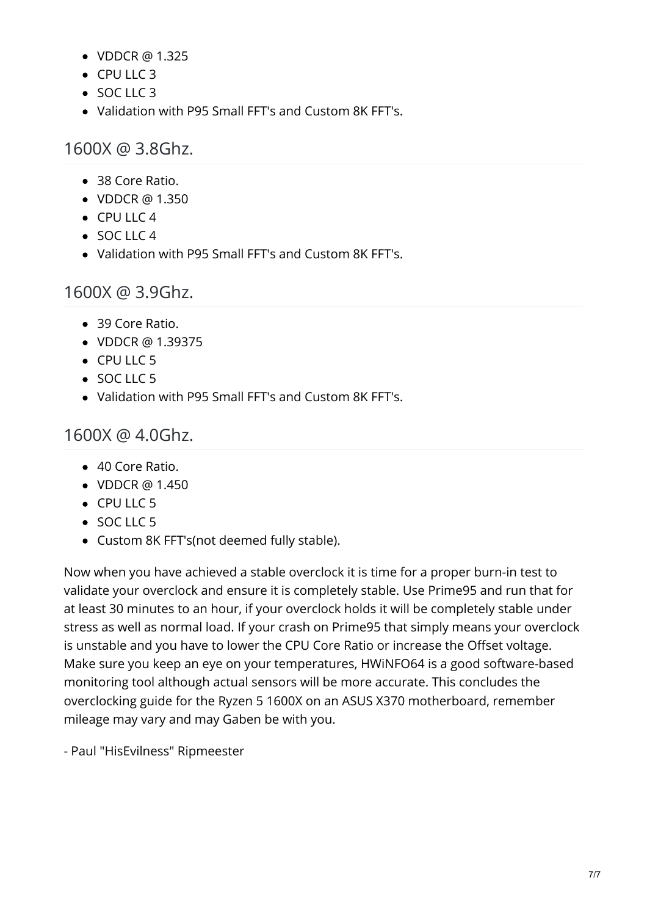- VDDCR @ 1.325
- CPU LLC 3
- SOC LLC 3
- Validation with P95 Small FFT's and Custom 8K FFT's.

## 1600X @ 3.8Ghz.

- 38 Core Ratio.
- VDDCR @ 1.350
- CPU LLC 4
- SOC LLC 4
- Validation with P95 Small FFT's and Custom 8K FFT's.

## 1600X @ 3.9Ghz.

- 39 Core Ratio.
- VDDCR @ 1.39375
- CPU LLC 5
- SOC LLC 5
- Validation with P95 Small FFT's and Custom 8K FFT's.

## 1600X @ 4.0Ghz.

- 40 Core Ratio.
- VDDCR @ 1.450
- CPU LLC 5
- SOC LLC 5
- Custom 8K FFT's(not deemed fully stable).

Now when you have achieved a stable overclock it is time for a proper burn-in test to validate your overclock and ensure it is completely stable. Use Prime95 and run that for at least 30 minutes to an hour, if your overclock holds it will be completely stable under stress as well as normal load. If your crash on Prime95 that simply means your overclock is unstable and you have to lower the CPU Core Ratio or increase the Offset voltage. Make sure you keep an eye on your temperatures, HWiNFO64 is a good software-based monitoring tool although actual sensors will be more accurate. This concludes the overclocking guide for the Ryzen 5 1600X on an ASUS X370 motherboard, remember mileage may vary and may Gaben be with you.

- Paul "HisEvilness" Ripmeester